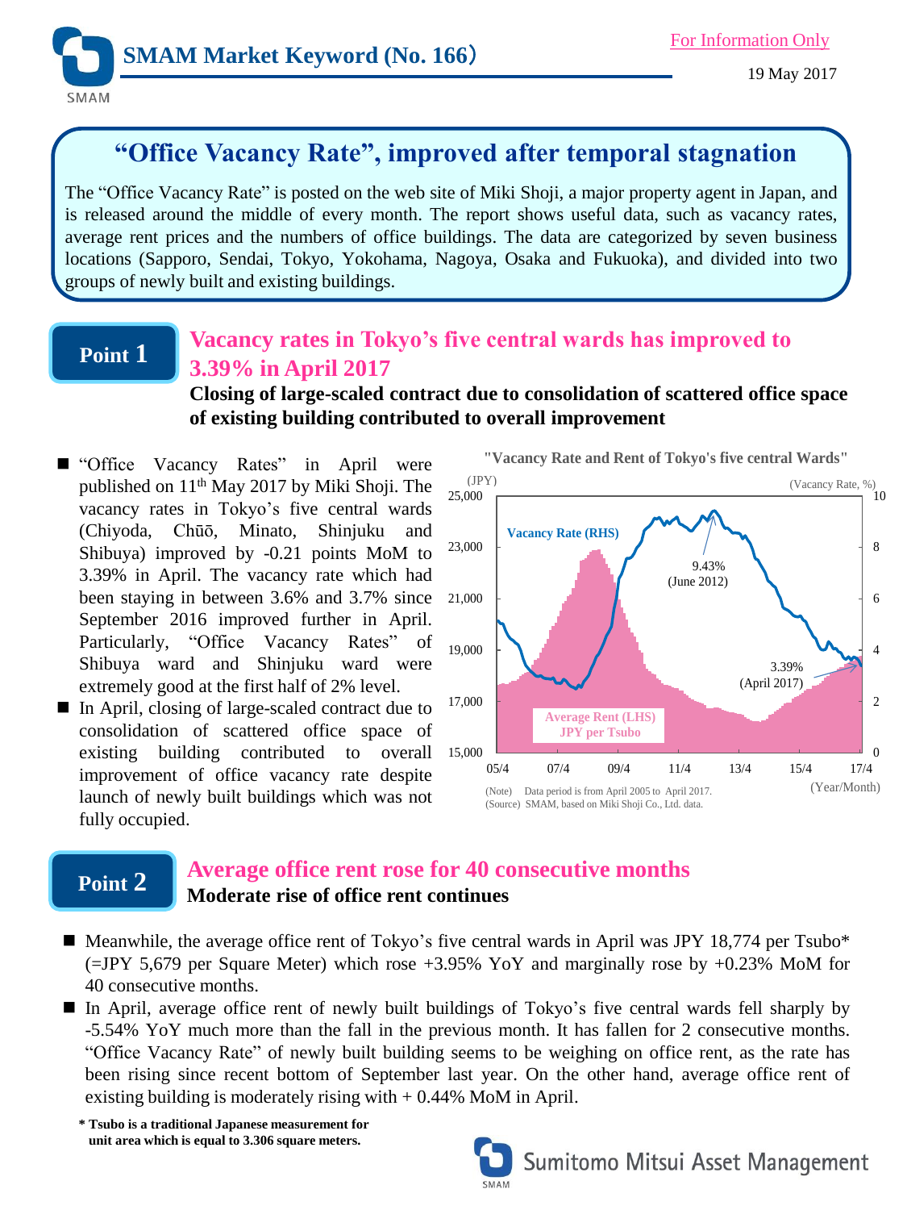# SMAM Market Keyword (No. 166)

For Information Only

19 May 2017

## "Office Vacancy Rate", improved after temporal stagnation

The "Office Vacancy Rate" is posted on the web site of Miki Shoji, a major property agent in Japan, and is released around the middle of every month. The report shows useful data, such as vacancy rates, average rent prices and the numbers of office buildings. The data are categorized by seven business locations (Sapporo, Sendai, Tokyo, Yokohama, Nagoya, Osaka and Fukuoka), and divided into two groups of newly built and existing buildings.

## Point 1

### Vacancy rates in Tokyo's five central wards has improved to 3.39% in April 2017

**Closing of large-scaled contract due to consolidation of scattered office space of existing building contributed to overall improvement**

- "Office Vacancy Rates" in April were published on 11th May 2017 by Miki Shoji. The vacancy rates in Tokyo's five central wards (Chiyoda, Chūō, Minato, Shinjuku and Shibuya) improved by -0.21 points MoM to 3.39% in April. The vacancy rate which had been staying in between 3.6% and 3.7% since September 2016 improved further in April. Particularly, "Office Vacancy Rates" of Shibuya ward and Shinjuku ward were extremely good at the first half of 2% level.
- In April, closing of large-scaled contract due to consolidation of scattered office space of existing building contributed to overall improvement of office vacancy rate despite launch of newly built buildings which was not fully occupied.

**"Vacancy Rate and Rent of Tokyo's five central Wards"**

(Note) Data period is from April 2005 to April 2017.
(Source) SMAM, based on Miki Shoji Co., Ltd. data.

## Point 2

### Average office rent rose for 40 consecutive months

**Moderate rise of office rent continues**

- Meanwhile, the average office rent of Tokyo's five central wards in April was JPY 18,774 per Tsubo* (=JPY 5,679 per Square Meter) which rose +3.95% YoY and marginally rose by +0.23% MoM for 40 consecutive months.
- In April, average office rent of newly built buildings of Tokyo's five central wards fell sharply by -5.54% YoY much more than the fall in the previous month. It has fallen for 2 consecutive months. "Office Vacancy Rate" of newly built building seems to be weighing on office rent, as the rate has been rising since recent bottom of September last year. On the other hand, average office rent of existing building is moderately rising with + 0.44% MoM in April.

**\* Tsubo is a traditional Japanese measurement for unit area which is equal to 3.306 square meters.**

Sumitomo Mitsui Asset Management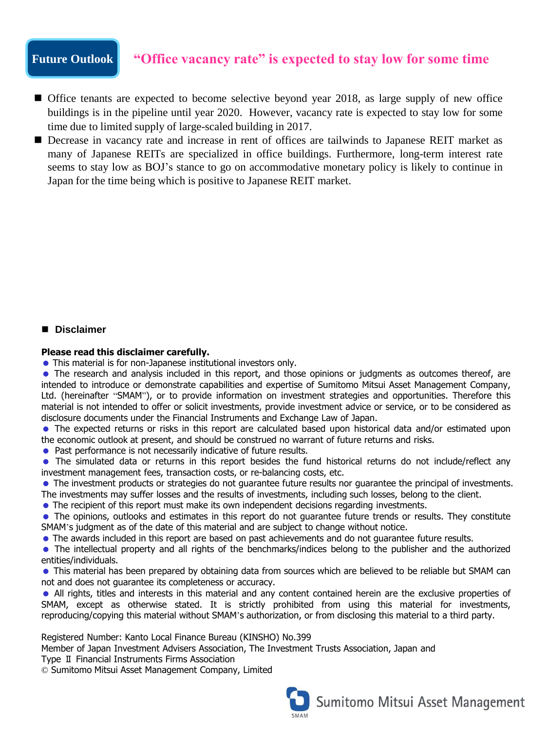## Future Outlook — "Office vacancy rate" is expected to stay low for some time

- Office tenants are expected to become selective beyond year 2018, as large supply of new office buildings is in the pipeline until year 2020. However, vacancy rate is expected to stay low for some time due to limited supply of large-scaled building in 2017.
- Decrease in vacancy rate and increase in rent of offices are tailwinds to Japanese REIT market as many of Japanese REITs are specialized in office buildings. Furthermore, long-term interest rate seems to stay low as BOJ's stance to go on accommodative monetary policy is likely to continue in Japan for the time being which is positive to Japanese REIT market.

### Disclaimer

**Please read this disclaimer carefully.**

- This material is for non-Japanese institutional investors only.
- The research and analysis included in this report, and those opinions or judgments as outcomes thereof, are intended to introduce or demonstrate capabilities and expertise of Sumitomo Mitsui Asset Management Company, Ltd. (hereinafter "SMAM"), or to provide information on investment strategies and opportunities. Therefore this material is not intended to offer or solicit investments, provide investment advice or service, or to be considered as disclosure documents under the Financial Instruments and Exchange Law of Japan.
- The expected returns or risks in this report are calculated based upon historical data and/or estimated upon the economic outlook at present, and should be construed no warrant of future returns and risks.
- Past performance is not necessarily indicative of future results.
- The simulated data or returns in this report besides the fund historical returns do not include/reflect any investment management fees, transaction costs, or re-balancing costs, etc.
- The investment products or strategies do not guarantee future results nor guarantee the principal of investments. The investments may suffer losses and the results of investments, including such losses, belong to the client.
- The recipient of this report must make its own independent decisions regarding investments.
- The opinions, outlooks and estimates in this report do not guarantee future trends or results. They constitute SMAM's judgment as of the date of this material and are subject to change without notice.
- The awards included in this report are based on past achievements and do not guarantee future results.
- The intellectual property and all rights of the benchmarks/indices belong to the publisher and the authorized entities/individuals.
- This material has been prepared by obtaining data from sources which are believed to be reliable but SMAM can not and does not guarantee its completeness or accuracy.
- All rights, titles and interests in this material and any content contained herein are the exclusive properties of SMAM, except as otherwise stated. It is strictly prohibited from using this material for investments, reproducing/copying this material without SMAM's authorization, or from disclosing this material to a third party.

Registered Number: Kanto Local Finance Bureau (KINSHO) No.399
Member of Japan Investment Advisers Association, The Investment Trusts Association, Japan and Type Ⅱ Financial Instruments Firms Association
© Sumitomo Mitsui Asset Management Company, Limited

Sumitomo Mitsui Asset Management